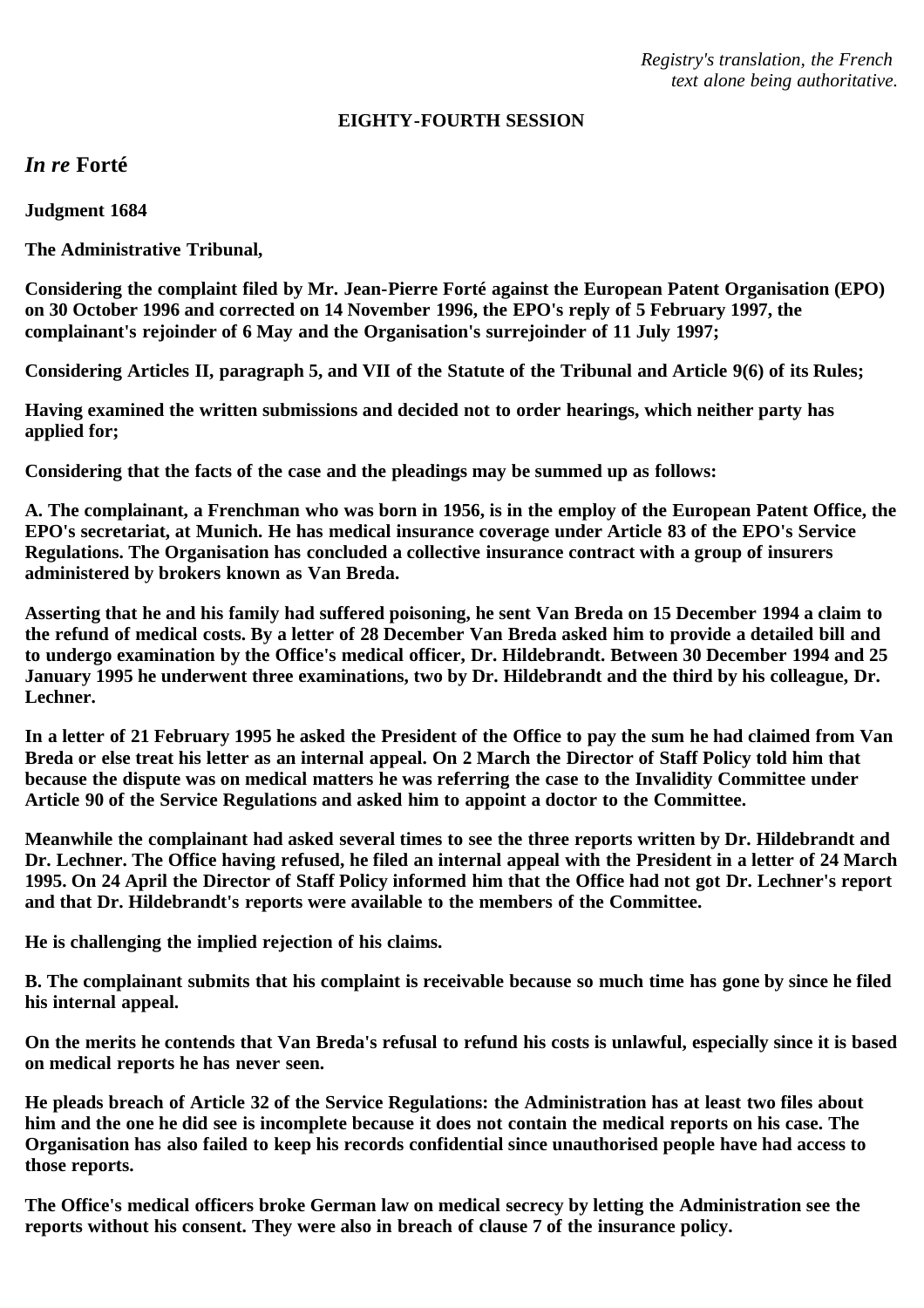*Registry's translation, the French text alone being authoritative.*

**EIGHTY-FOURTH SESSION**

## *In re* Forté

**Judgment 1684**

**The Administrative Tribunal,**

**Considering the complaint filed by Mr. Jean-Pierre Forté against the European Patent Organisation (EPO) on 30 October 1996 and corrected on 14 November 1996, the EPO's reply of 5 February 1997, the complainant's rejoinder of 6 May and the Organisation's surrejoinder of 11 July 1997;**

**Considering Articles II, paragraph 5, and VII of the Statute of the Tribunal and Article 9(6) of its Rules;**

**Having examined the written submissions and decided not to order hearings, which neither party has applied for;**

**Considering that the facts of the case and the pleadings may be summed up as follows:**

**A. The complainant, a Frenchman who was born in 1956, is in the employ of the European Patent Office, the EPO's secretariat, at Munich. He has medical insurance coverage under Article 83 of the EPO's Service Regulations. The Organisation has concluded a collective insurance contract with a group of insurers administered by brokers known as Van Breda.**

**Asserting that he and his family had suffered poisoning, he sent Van Breda on 15 December 1994 a claim to the refund of medical costs. By a letter of 28 December Van Breda asked him to provide a detailed bill and to undergo examination by the Office's medical officer, Dr. Hildebrandt. Between 30 December 1994 and 25 January 1995 he underwent three examinations, two by Dr. Hildebrandt and the third by his colleague, Dr. Lechner.**

**In a letter of 21 February 1995 he asked the President of the Office to pay the sum he had claimed from Van Breda or else treat his letter as an internal appeal. On 2 March the Director of Staff Policy told him that because the dispute was on medical matters he was referring the case to the Invalidity Committee under Article 90 of the Service Regulations and asked him to appoint a doctor to the Committee.**

**Meanwhile the complainant had asked several times to see the three reports written by Dr. Hildebrandt and Dr. Lechner. The Office having refused, he filed an internal appeal with the President in a letter of 24 March 1995. On 24 April the Director of Staff Policy informed him that the Office had not got Dr. Lechner's report and that Dr. Hildebrandt's reports were available to the members of the Committee.**

**He is challenging the implied rejection of his claims.**

**B. The complainant submits that his complaint is receivable because so much time has gone by since he filed his internal appeal.**

**On the merits he contends that Van Breda's refusal to refund his costs is unlawful, especially since it is based on medical reports he has never seen.**

**He pleads breach of Article 32 of the Service Regulations: the Administration has at least two files about him and the one he did see is incomplete because it does not contain the medical reports on his case. The Organisation has also failed to keep his records confidential since unauthorised people have had access to those reports.**

**The Office's medical officers broke German law on medical secrecy by letting the Administration see the reports without his consent. They were also in breach of clause 7 of the insurance policy.**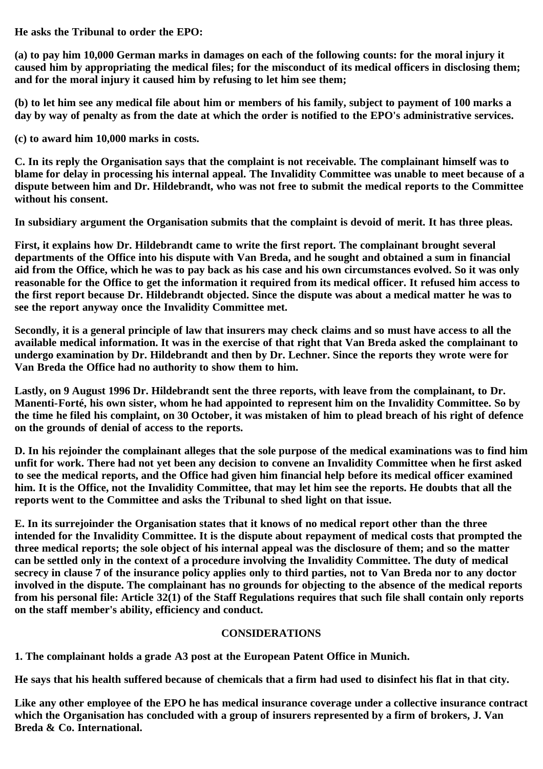**He asks the Tribunal to order the EPO:**

**(a) to pay him 10,000 German marks in damages on each of the following counts: for the moral injury it caused him by appropriating the medical files; for the misconduct of its medical officers in disclosing them; and for the moral injury it caused him by refusing to let him see them;**

**(b) to let him see any medical file about him or members of his family, subject to payment of 100 marks a day by way of penalty as from the date at which the order is notified to the EPO's administrative services.**

**(c) to award him 10,000 marks in costs.**

**C. In its reply the Organisation says that the complaint is not receivable. The complainant himself was to blame for delay in processing his internal appeal. The Invalidity Committee was unable to meet because of a dispute between him and Dr. Hildebrandt, who was not free to submit the medical reports to the Committee without his consent.**

**In subsidiary argument the Organisation submits that the complaint is devoid of merit. It has three pleas.**

**First, it explains how Dr. Hildebrandt came to write the first report. The complainant brought several departments of the Office into his dispute with Van Breda, and he sought and obtained a sum in financial aid from the Office, which he was to pay back as his case and his own circumstances evolved. So it was only reasonable for the Office to get the information it required from its medical officer. It refused him access to the first report because Dr. Hildebrandt objected. Since the dispute was about a medical matter he was to see the report anyway once the Invalidity Committee met.**

**Secondly, it is a general principle of law that insurers may check claims and so must have access to all the available medical information. It was in the exercise of that right that Van Breda asked the complainant to undergo examination by Dr. Hildebrandt and then by Dr. Lechner. Since the reports they wrote were for Van Breda the Office had no authority to show them to him.**

**Lastly, on 9 August 1996 Dr. Hildebrandt sent the three reports, with leave from the complainant, to Dr. Manenti-Forté, his own sister, whom he had appointed to represent him on the Invalidity Committee. So by the time he filed his complaint, on 30 October, it was mistaken of him to plead breach of his right of defence on the grounds of denial of access to the reports.**

**D. In his rejoinder the complainant alleges that the sole purpose of the medical examinations was to find him unfit for work. There had not yet been any decision to convene an Invalidity Committee when he first asked to see the medical reports, and the Office had given him financial help before its medical officer examined him. It is the Office, not the Invalidity Committee, that may let him see the reports. He doubts that all the reports went to the Committee and asks the Tribunal to shed light on that issue.**

**E. In its surrejoinder the Organisation states that it knows of no medical report other than the three intended for the Invalidity Committee. It is the dispute about repayment of medical costs that prompted the three medical reports; the sole object of his internal appeal was the disclosure of them; and so the matter can be settled only in the context of a procedure involving the Invalidity Committee. The duty of medical secrecy in clause 7 of the insurance policy applies only to third parties, not to Van Breda nor to any doctor involved in the dispute. The complainant has no grounds for objecting to the absence of the medical reports from his personal file: Article 32(1) of the Staff Regulations requires that such file shall contain only reports on the staff member's ability, efficiency and conduct.**

## CONSIDERATIONS

**1. The complainant holds a grade A3 post at the European Patent Office in Munich.**

**He says that his health suffered because of chemicals that a firm had used to disinfect his flat in that city.**

**Like any other employee of the EPO he has medical insurance coverage under a collective insurance contract which the Organisation has concluded with a group of insurers represented by a firm of brokers, J. Van Breda & Co. International.**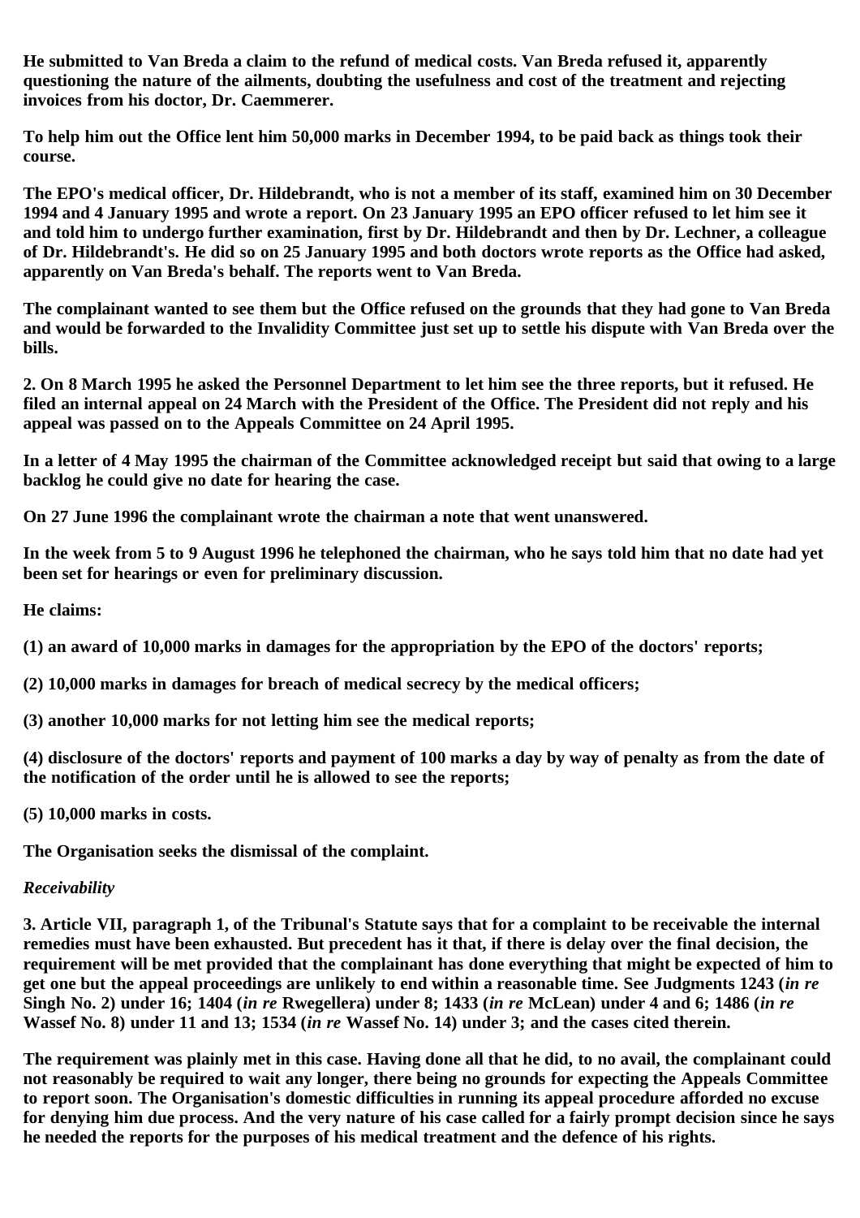**He submitted to Van Breda a claim to the refund of medical costs. Van Breda refused it, apparently questioning the nature of the ailments, doubting the usefulness and cost of the treatment and rejecting invoices from his doctor, Dr. Caemmerer.**

**To help him out the Office lent him 50,000 marks in December 1994, to be paid back as things took their course.**

**The EPO's medical officer, Dr. Hildebrandt, who is not a member of its staff, examined him on 30 December 1994 and 4 January 1995 and wrote a report. On 23 January 1995 an EPO officer refused to let him see it and told him to undergo further examination, first by Dr. Hildebrandt and then by Dr. Lechner, a colleague of Dr. Hildebrandt's. He did so on 25 January 1995 and both doctors wrote reports as the Office had asked, apparently on Van Breda's behalf. The reports went to Van Breda.**

**The complainant wanted to see them but the Office refused on the grounds that they had gone to Van Breda and would be forwarded to the Invalidity Committee just set up to settle his dispute with Van Breda over the bills.**

**2. On 8 March 1995 he asked the Personnel Department to let him see the three reports, but it refused. He filed an internal appeal on 24 March with the President of the Office. The President did not reply and his appeal was passed on to the Appeals Committee on 24 April 1995.**

**In a letter of 4 May 1995 the chairman of the Committee acknowledged receipt but said that owing to a large backlog he could give no date for hearing the case.**

**On 27 June 1996 the complainant wrote the chairman a note that went unanswered.**

**In the week from 5 to 9 August 1996 he telephoned the chairman, who he says told him that no date had yet been set for hearings or even for preliminary discussion.**

**He claims:**

**(1) an award of 10,000 marks in damages for the appropriation by the EPO of the doctors' reports;**

**(2) 10,000 marks in damages for breach of medical secrecy by the medical officers;**

**(3) another 10,000 marks for not letting him see the medical reports;**

**(4) disclosure of the doctors' reports and payment of 100 marks a day by way of penalty as from the date of the notification of the order until he is allowed to see the reports;**

**(5) 10,000 marks in costs.**

**The Organisation seeks the dismissal of the complaint.**

***Receivability***

**3. Article VII, paragraph 1, of the Tribunal's Statute says that for a complaint to be receivable the internal remedies must have been exhausted. But precedent has it that, if there is delay over the final decision, the requirement will be met provided that the complainant has done everything that might be expected of him to get one but the appeal proceedings are unlikely to end within a reasonable time. See Judgments 1243 (*in re* Singh No. 2) under 16; 1404 (*in re* Rwegellera) under 8; 1433 (*in re* McLean) under 4 and 6; 1486 (*in re* Wassef No. 8) under 11 and 13; 1534 (*in re* Wassef No. 14) under 3; and the cases cited therein.**

**The requirement was plainly met in this case. Having done all that he did, to no avail, the complainant could not reasonably be required to wait any longer, there being no grounds for expecting the Appeals Committee to report soon. The Organisation's domestic difficulties in running its appeal procedure afforded no excuse for denying him due process. And the very nature of his case called for a fairly prompt decision since he says he needed the reports for the purposes of his medical treatment and the defence of his rights.**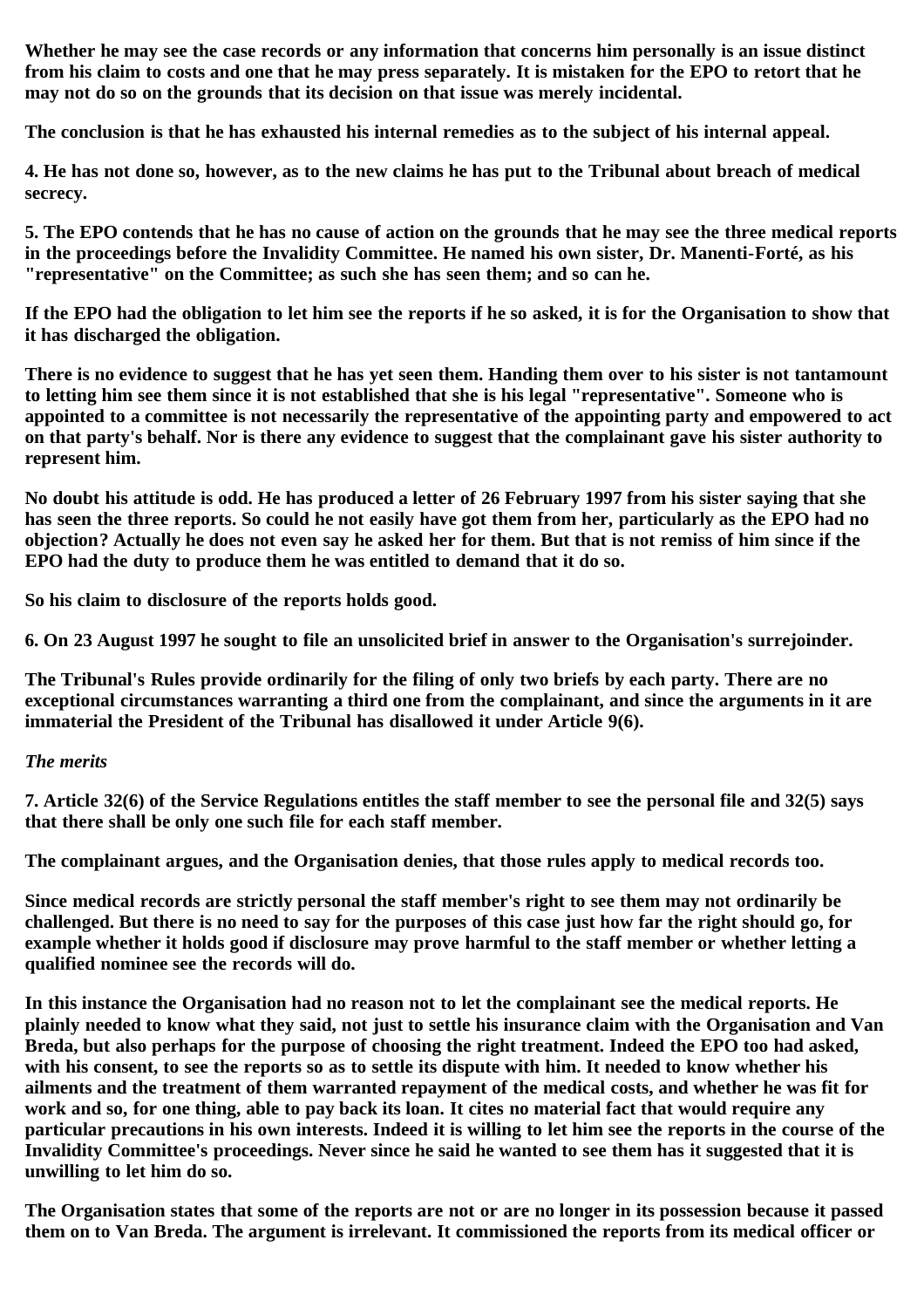Whether he may see the case records or any information that concerns him personally is an issue distinct from his claim to costs and one that he may press separately. It is mistaken for the EPO to retort that he may not do so on the grounds that its decision on that issue was merely incidental.

The conclusion is that he has exhausted his internal remedies as to the subject of his internal appeal.

4. He has not done so, however, as to the new claims he has put to the Tribunal about breach of medical secrecy.

5. The EPO contends that he has no cause of action on the grounds that he may see the three medical reports in the proceedings before the Invalidity Committee. He named his own sister, Dr. Manenti-Forté, as his "representative" on the Committee; as such she has seen them; and so can he.

If the EPO had the obligation to let him see the reports if he so asked, it is for the Organisation to show that it has discharged the obligation.

There is no evidence to suggest that he has yet seen them. Handing them over to his sister is not tantamount to letting him see them since it is not established that she is his legal "representative". Someone who is appointed to a committee is not necessarily the representative of the appointing party and empowered to act on that party's behalf. Nor is there any evidence to suggest that the complainant gave his sister authority to represent him.

No doubt his attitude is odd. He has produced a letter of 26 February 1997 from his sister saying that she has seen the three reports. So could he not easily have got them from her, particularly as the EPO had no objection? Actually he does not even say he asked her for them. But that is not remiss of him since if the EPO had the duty to produce them he was entitled to demand that it do so.

So his claim to disclosure of the reports holds good.

6. On 23 August 1997 he sought to file an unsolicited brief in answer to the Organisation's surrejoinder.

The Tribunal's Rules provide ordinarily for the filing of only two briefs by each party. There are no exceptional circumstances warranting a third one from the complainant, and since the arguments in it are immaterial the President of the Tribunal has disallowed it under Article 9(6).

*The merits*

7. Article 32(6) of the Service Regulations entitles the staff member to see the personal file and 32(5) says that there shall be only one such file for each staff member.

The complainant argues, and the Organisation denies, that those rules apply to medical records too.

Since medical records are strictly personal the staff member's right to see them may not ordinarily be challenged. But there is no need to say for the purposes of this case just how far the right should go, for example whether it holds good if disclosure may prove harmful to the staff member or whether letting a qualified nominee see the records will do.

In this instance the Organisation had no reason not to let the complainant see the medical reports. He plainly needed to know what they said, not just to settle his insurance claim with the Organisation and Van Breda, but also perhaps for the purpose of choosing the right treatment. Indeed the EPO too had asked, with his consent, to see the reports so as to settle its dispute with him. It needed to know whether his ailments and the treatment of them warranted repayment of the medical costs, and whether he was fit for work and so, for one thing, able to pay back its loan. It cites no material fact that would require any particular precautions in his own interests. Indeed it is willing to let him see the reports in the course of the Invalidity Committee's proceedings. Never since he said he wanted to see them has it suggested that it is unwilling to let him do so.

The Organisation states that some of the reports are not or are no longer in its possession because it passed them on to Van Breda. The argument is irrelevant. It commissioned the reports from its medical officer or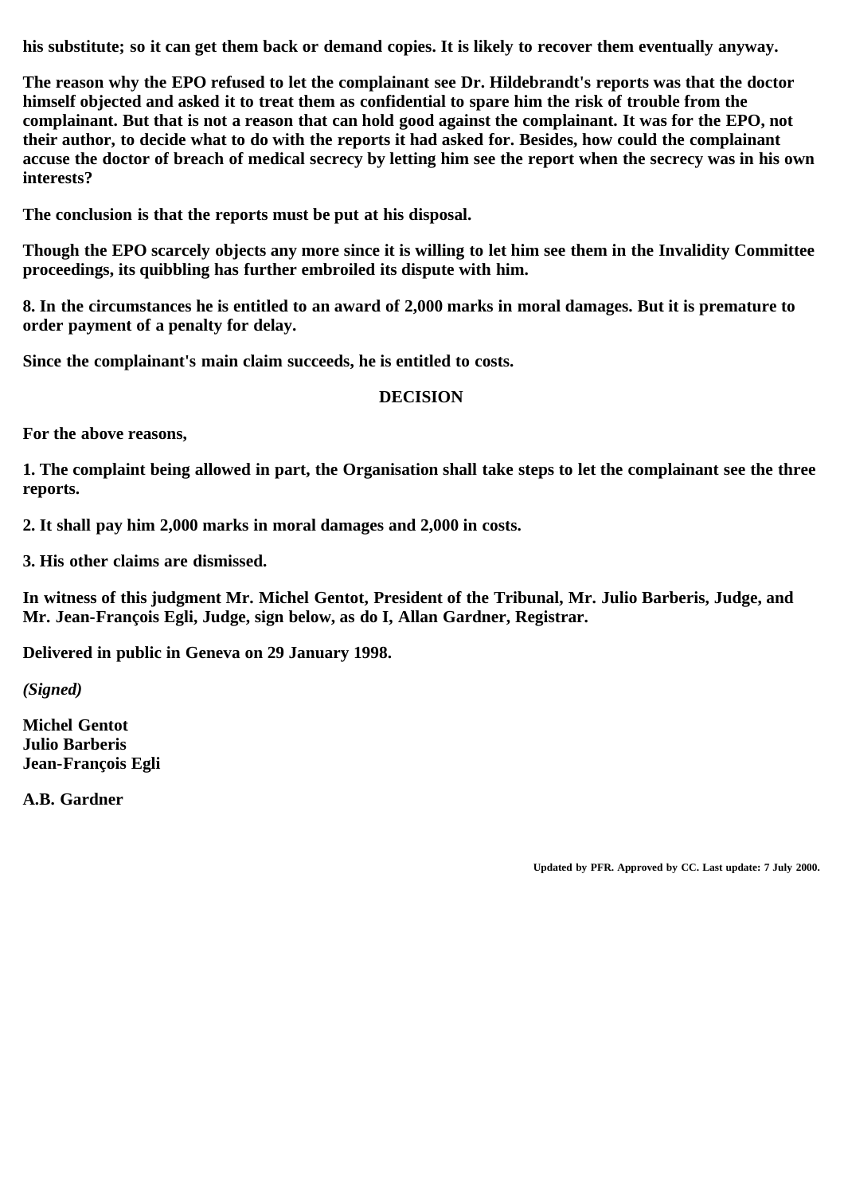**his substitute; so it can get them back or demand copies. It is likely to recover them eventually anyway.**

**The reason why the EPO refused to let the complainant see Dr. Hildebrandt's reports was that the doctor himself objected and asked it to treat them as confidential to spare him the risk of trouble from the complainant. But that is not a reason that can hold good against the complainant. It was for the EPO, not their author, to decide what to do with the reports it had asked for. Besides, how could the complainant accuse the doctor of breach of medical secrecy by letting him see the report when the secrecy was in his own interests?**

**The conclusion is that the reports must be put at his disposal.**

**Though the EPO scarcely objects any more since it is willing to let him see them in the Invalidity Committee proceedings, its quibbling has further embroiled its dispute with him.**

**8. In the circumstances he is entitled to an award of 2,000 marks in moral damages. But it is premature to order payment of a penalty for delay.**

**Since the complainant's main claim succeeds, he is entitled to costs.**

**DECISION**

**For the above reasons,**

**1. The complaint being allowed in part, the Organisation shall take steps to let the complainant see the three reports.**

**2. It shall pay him 2,000 marks in moral damages and 2,000 in costs.**

**3. His other claims are dismissed.**

**In witness of this judgment Mr. Michel Gentot, President of the Tribunal, Mr. Julio Barberis, Judge, and Mr. Jean-François Egli, Judge, sign below, as do I, Allan Gardner, Registrar.**

**Delivered in public in Geneva on 29 January 1998.**

***(Signed)***

**Michel Gentot**
**Julio Barberis**
**Jean-François Egli**

**A.B. Gardner**

**Updated by PFR. Approved by CC. Last update: 7 July 2000.**